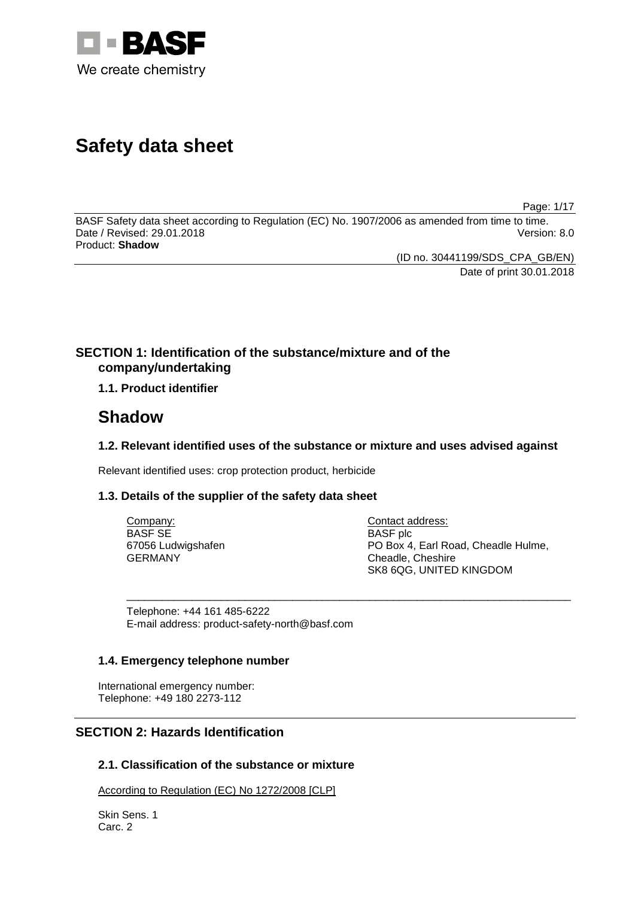BASF

We create chemistry

# Safety data sheet

BASF Safety data sheet according to Regulation (EC) No. 1907/2006 as amended from time to time.
Date / Revised: 29.01.2018 Version: 8.0
Product: **Shadow**

(ID no. 30441199/SDS_CPA_GB/EN)
Date of print 30.01.2018

## SECTION 1: Identification of the substance/mixture and of the company/undertaking

### 1.1. Product identifier

# Shadow

### 1.2. Relevant identified uses of the substance or mixture and uses advised against

Relevant identified uses: crop protection product, herbicide

### 1.3. Details of the supplier of the safety data sheet

Company:
BASF SE
67056 Ludwigshafen
GERMANY

Contact address:
BASF plc
PO Box 4, Earl Road, Cheadle Hulme,
Cheadle, Cheshire
SK8 6QG, UNITED KINGDOM

Telephone: +44 161 485-6222
E-mail address: product-safety-north@basf.com

### 1.4. Emergency telephone number

International emergency number:
Telephone: +49 180 2273-112

## SECTION 2: Hazards Identification

### 2.1. Classification of the substance or mixture

According to Regulation (EC) No 1272/2008 [CLP]

Skin Sens. 1
Carc. 2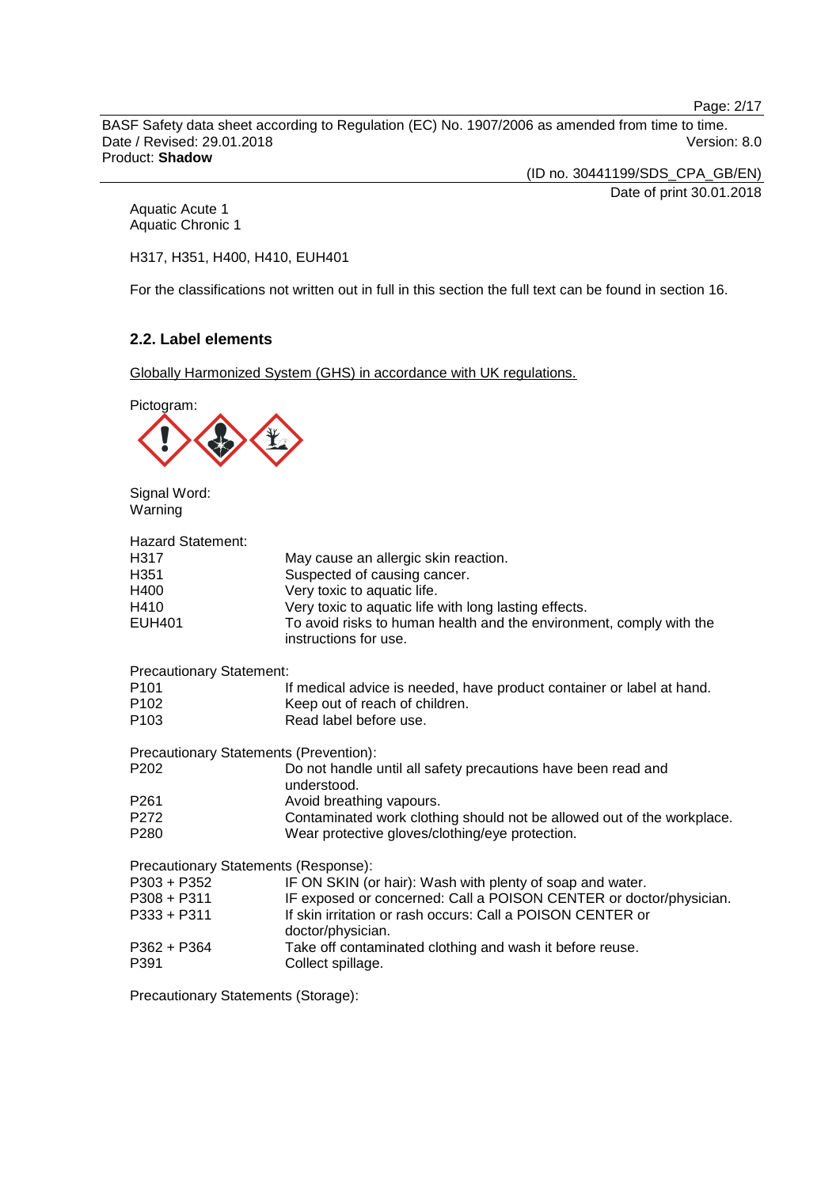Aquatic Acute 1
Aquatic Chronic 1

H317, H351, H400, H410, EUH401

For the classifications not written out in full in this section the full text can be found in section 16.

### 2.2. Label elements

Globally Harmonized System (GHS) in accordance with UK regulations.

Pictogram:

Signal Word:
Warning

Hazard Statement:

| | |
|---|---|
| H317 | May cause an allergic skin reaction. |
| H351 | Suspected of causing cancer. |
| H400 | Very toxic to aquatic life. |
| H410 | Very toxic to aquatic life with long lasting effects. |
| EUH401 | To avoid risks to human health and the environment, comply with the instructions for use. |

Precautionary Statement:

| | |
|---|---|
| P101 | If medical advice is needed, have product container or label at hand. |
| P102 | Keep out of reach of children. |
| P103 | Read label before use. |

Precautionary Statements (Prevention):

| | |
|---|---|
| P202 | Do not handle until all safety precautions have been read and understood. |
| P261 | Avoid breathing vapours. |
| P272 | Contaminated work clothing should not be allowed out of the workplace. |
| P280 | Wear protective gloves/clothing/eye protection. |

Precautionary Statements (Response):

| | |
|---|---|
| P303 + P352 | IF ON SKIN (or hair): Wash with plenty of soap and water. |
| P308 + P311 | IF exposed or concerned: Call a POISON CENTER or doctor/physician. |
| P333 + P311 | If skin irritation or rash occurs: Call a POISON CENTER or doctor/physician. |
| P362 + P364 | Take off contaminated clothing and wash it before reuse. |
| P391 | Collect spillage. |

Precautionary Statements (Storage):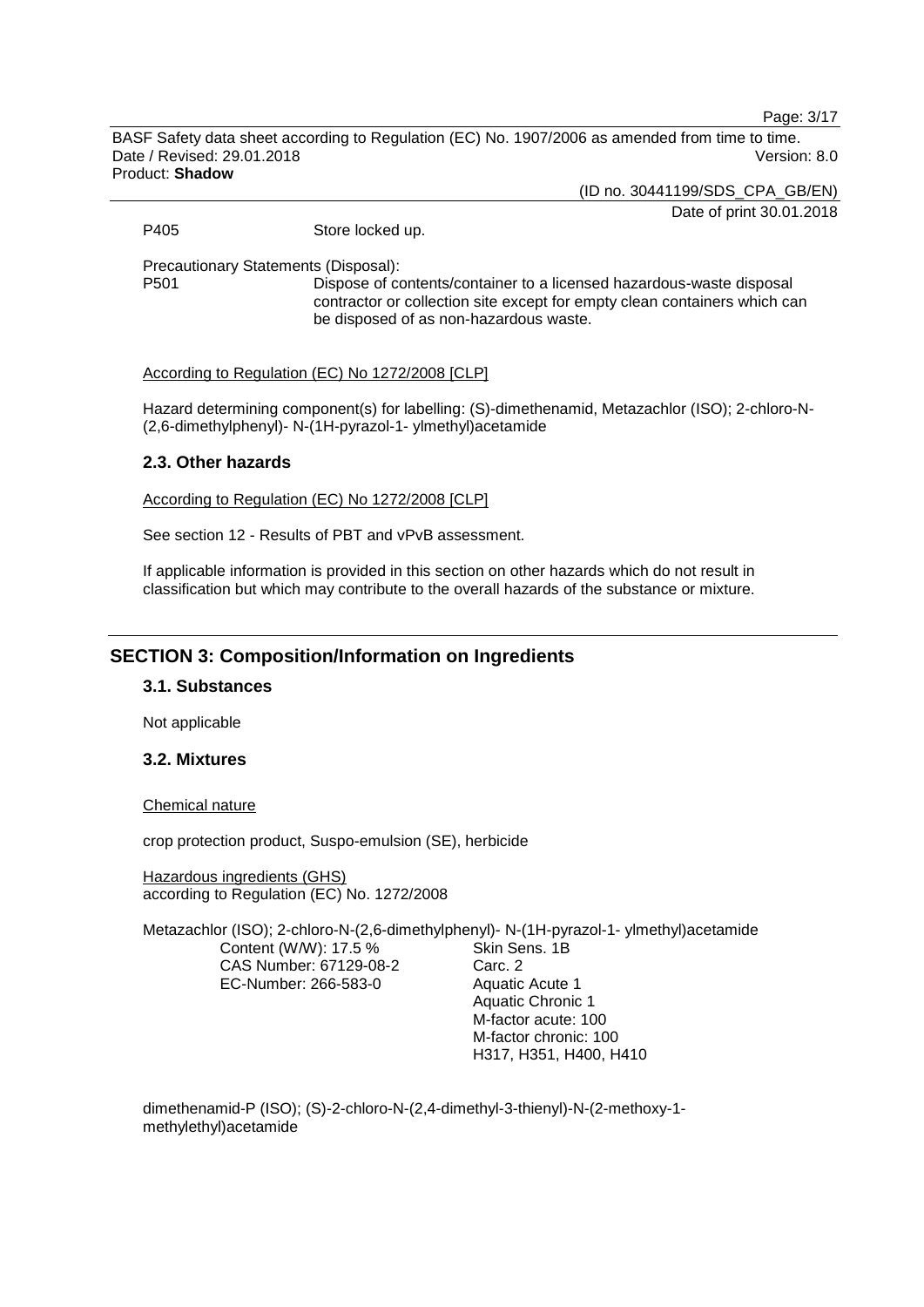P405 Store locked up.

Precautionary Statements (Disposal):

P501 Dispose of contents/container to a licensed hazardous-waste disposal contractor or collection site except for empty clean containers which can be disposed of as non-hazardous waste.

According to Regulation (EC) No 1272/2008 [CLP]

Hazard determining component(s) for labelling: (S)-dimethenamid, Metazachlor (ISO); 2-chloro-N-(2,6-dimethylphenyl)- N-(1H-pyrazol-1- ylmethyl)acetamide

## 2.3. Other hazards

According to Regulation (EC) No 1272/2008 [CLP]

See section 12 - Results of PBT and vPvB assessment.

If applicable information is provided in this section on other hazards which do not result in classification but which may contribute to the overall hazards of the substance or mixture.

# SECTION 3: Composition/Information on Ingredients

## 3.1. Substances

Not applicable

## 3.2. Mixtures

Chemical nature

crop protection product, Suspo-emulsion (SE), herbicide

Hazardous ingredients (GHS)
according to Regulation (EC) No. 1272/2008

Metazachlor (ISO); 2-chloro-N-(2,6-dimethylphenyl)- N-(1H-pyrazol-1- ylmethyl)acetamide

| | |
|---|---|
| Content (W/W): 17.5 % | Skin Sens. 1B |
| CAS Number: 67129-08-2 | Carc. 2 |
| EC-Number: 266-583-0 | Aquatic Acute 1 |
| | Aquatic Chronic 1 |
| | M-factor acute: 100 |
| | M-factor chronic: 100 |
| | H317, H351, H400, H410 |

dimethenamid-P (ISO); (S)-2-chloro-N-(2,4-dimethyl-3-thienyl)-N-(2-methoxy-1-methylethyl)acetamide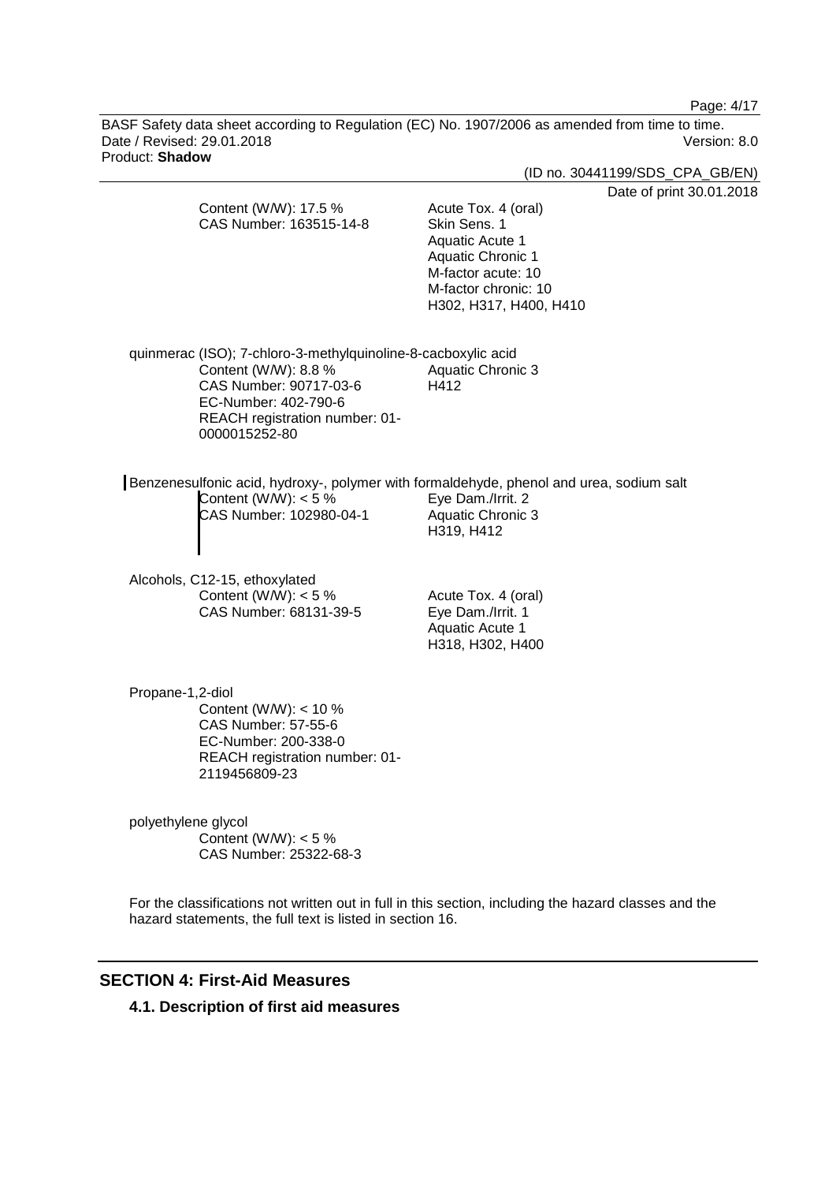| | |
|---|---|
| Content (W/W): 17.5 %<br>CAS Number: 163515-14-8 | Acute Tox. 4 (oral)<br>Skin Sens. 1<br>Aquatic Acute 1<br>Aquatic Chronic 1<br>M-factor acute: 10<br>M-factor chronic: 10<br>H302, H317, H400, H410 |

quinmerac (ISO); 7-chloro-3-methylquinoline-8-cacboxylic acid

| | |
|---|---|
| Content (W/W): 8.8 %<br>CAS Number: 90717-03-6<br>EC-Number: 402-790-6<br>REACH registration number: 01-0000015252-80 | Aquatic Chronic 3<br>H412 |

Benzenesulfonic acid, hydroxy-, polymer with formaldehyde, phenol and urea, sodium salt

| | |
|---|---|
| Content (W/W): < 5 %<br>CAS Number: 102980-04-1 | Eye Dam./Irrit. 2<br>Aquatic Chronic 3<br>H319, H412 |

Alcohols, C12-15, ethoxylated

| | |
|---|---|
| Content (W/W): < 5 %<br>CAS Number: 68131-39-5 | Acute Tox. 4 (oral)<br>Eye Dam./Irrit. 1<br>Aquatic Acute 1<br>H318, H302, H400 |

Propane-1,2-diol

Content (W/W): < 10 %
CAS Number: 57-55-6
EC-Number: 200-338-0
REACH registration number: 01-2119456809-23

polyethylene glycol

Content (W/W): < 5 %
CAS Number: 25322-68-3

For the classifications not written out in full in this section, including the hazard classes and the hazard statements, the full text is listed in section 16.

## SECTION 4: First-Aid Measures

### 4.1. Description of first aid measures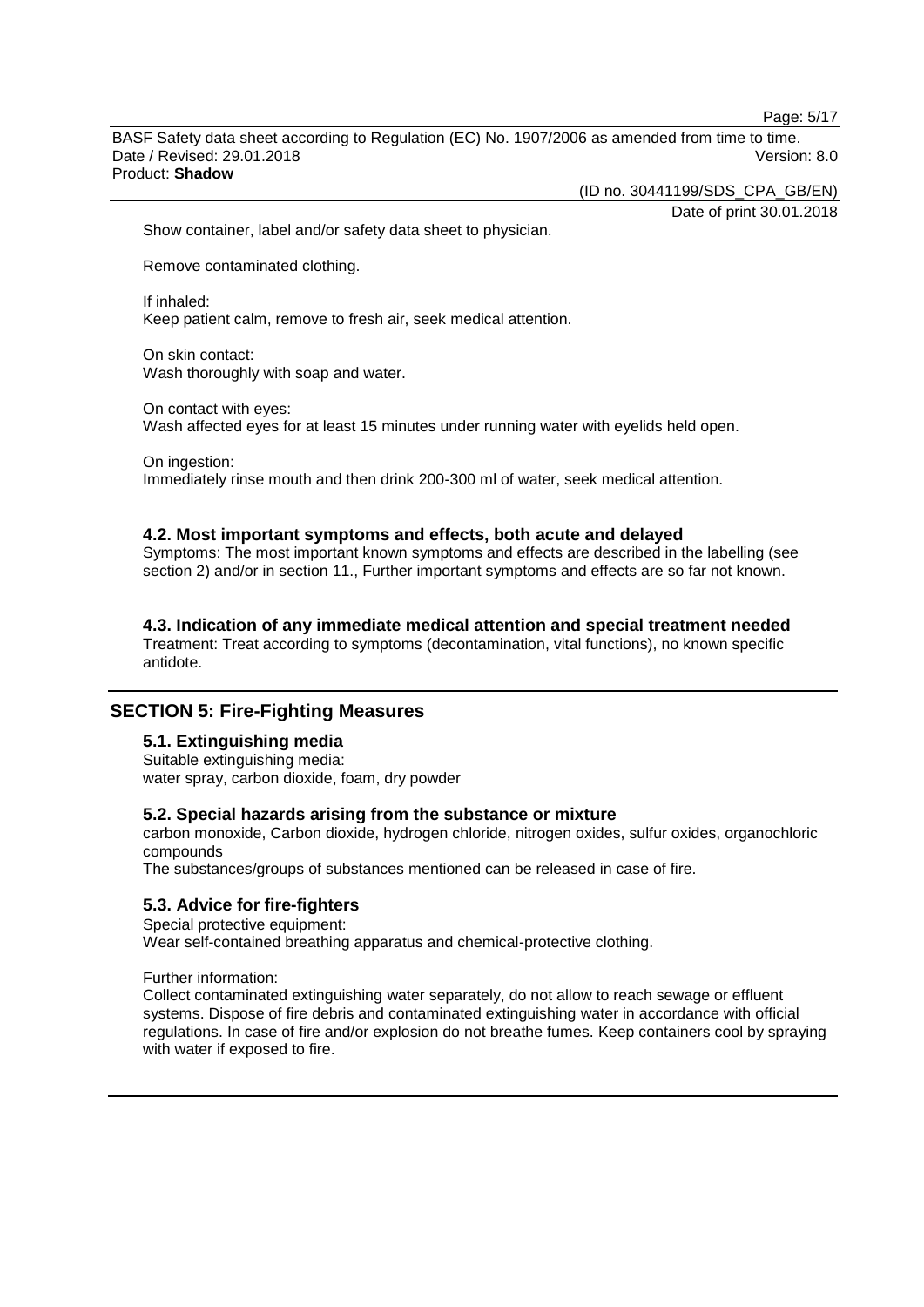Show container, label and/or safety data sheet to physician.

Remove contaminated clothing.

If inhaled:
Keep patient calm, remove to fresh air, seek medical attention.

On skin contact:
Wash thoroughly with soap and water.

On contact with eyes:
Wash affected eyes for at least 15 minutes under running water with eyelids held open.

On ingestion:
Immediately rinse mouth and then drink 200-300 ml of water, seek medical attention.

### 4.2. Most important symptoms and effects, both acute and delayed

Symptoms: The most important known symptoms and effects are described in the labelling (see section 2) and/or in section 11., Further important symptoms and effects are so far not known.

### 4.3. Indication of any immediate medical attention and special treatment needed

Treatment: Treat according to symptoms (decontamination, vital functions), no known specific antidote.

## SECTION 5: Fire-Fighting Measures

### 5.1. Extinguishing media

Suitable extinguishing media:
water spray, carbon dioxide, foam, dry powder

### 5.2. Special hazards arising from the substance or mixture

carbon monoxide, Carbon dioxide, hydrogen chloride, nitrogen oxides, sulfur oxides, organochloric compounds
The substances/groups of substances mentioned can be released in case of fire.

### 5.3. Advice for fire-fighters

Special protective equipment:
Wear self-contained breathing apparatus and chemical-protective clothing.

Further information:
Collect contaminated extinguishing water separately, do not allow to reach sewage or effluent systems. Dispose of fire debris and contaminated extinguishing water in accordance with official regulations. In case of fire and/or explosion do not breathe fumes. Keep containers cool by spraying with water if exposed to fire.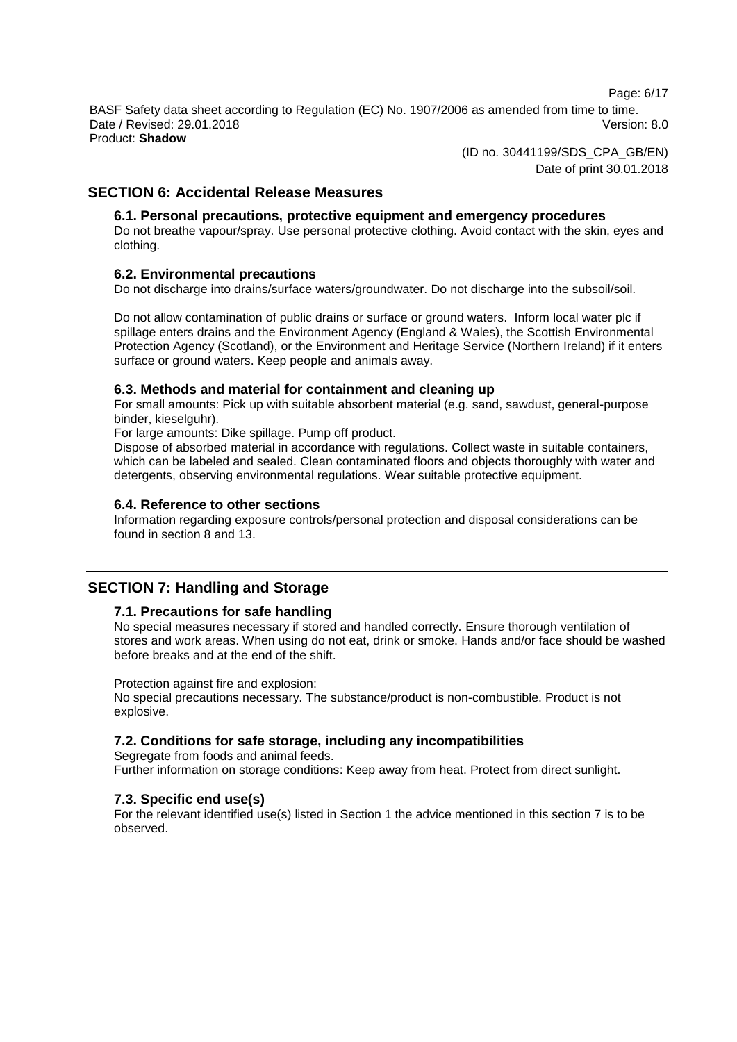## SECTION 6: Accidental Release Measures

### 6.1. Personal precautions, protective equipment and emergency procedures

Do not breathe vapour/spray. Use personal protective clothing. Avoid contact with the skin, eyes and clothing.

### 6.2. Environmental precautions

Do not discharge into drains/surface waters/groundwater. Do not discharge into the subsoil/soil.

Do not allow contamination of public drains or surface or ground waters. Inform local water plc if spillage enters drains and the Environment Agency (England & Wales), the Scottish Environmental Protection Agency (Scotland), or the Environment and Heritage Service (Northern Ireland) if it enters surface or ground waters. Keep people and animals away.

### 6.3. Methods and material for containment and cleaning up

For small amounts: Pick up with suitable absorbent material (e.g. sand, sawdust, general-purpose binder, kieselguhr).

For large amounts: Dike spillage. Pump off product.

Dispose of absorbed material in accordance with regulations. Collect waste in suitable containers, which can be labeled and sealed. Clean contaminated floors and objects thoroughly with water and detergents, observing environmental regulations. Wear suitable protective equipment.

### 6.4. Reference to other sections

Information regarding exposure controls/personal protection and disposal considerations can be found in section 8 and 13.

## SECTION 7: Handling and Storage

### 7.1. Precautions for safe handling

No special measures necessary if stored and handled correctly. Ensure thorough ventilation of stores and work areas. When using do not eat, drink or smoke. Hands and/or face should be washed before breaks and at the end of the shift.

Protection against fire and explosion:

No special precautions necessary. The substance/product is non-combustible. Product is not explosive.

### 7.2. Conditions for safe storage, including any incompatibilities

Segregate from foods and animal feeds.

Further information on storage conditions: Keep away from heat. Protect from direct sunlight.

### 7.3. Specific end use(s)

For the relevant identified use(s) listed in Section 1 the advice mentioned in this section 7 is to be observed.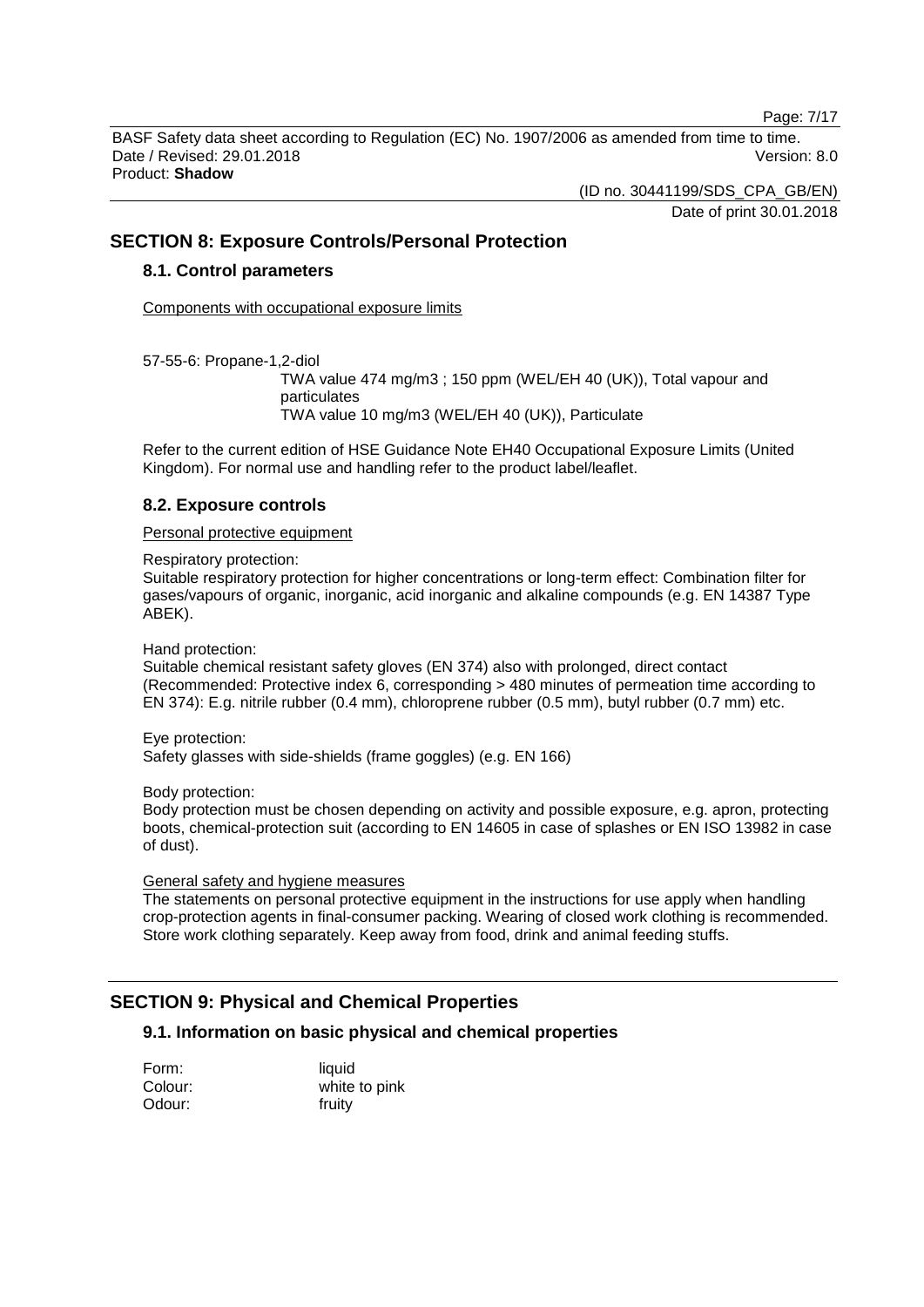## SECTION 8: Exposure Controls/Personal Protection

### 8.1. Control parameters

Components with occupational exposure limits

57-55-6: Propane-1,2-diol

TWA value 474 mg/m3 ; 150 ppm (WEL/EH 40 (UK)), Total vapour and particulates
TWA value 10 mg/m3 (WEL/EH 40 (UK)), Particulate

Refer to the current edition of HSE Guidance Note EH40 Occupational Exposure Limits (United Kingdom). For normal use and handling refer to the product label/leaflet.

### 8.2. Exposure controls

Personal protective equipment

Respiratory protection:
Suitable respiratory protection for higher concentrations or long-term effect: Combination filter for gases/vapours of organic, inorganic, acid inorganic and alkaline compounds (e.g. EN 14387 Type ABEK).

Hand protection:
Suitable chemical resistant safety gloves (EN 374) also with prolonged, direct contact (Recommended: Protective index 6, corresponding > 480 minutes of permeation time according to EN 374): E.g. nitrile rubber (0.4 mm), chloroprene rubber (0.5 mm), butyl rubber (0.7 mm) etc.

Eye protection:
Safety glasses with side-shields (frame goggles) (e.g. EN 166)

Body protection:
Body protection must be chosen depending on activity and possible exposure, e.g. apron, protecting boots, chemical-protection suit (according to EN 14605 in case of splashes or EN ISO 13982 in case of dust).

General safety and hygiene measures

The statements on personal protective equipment in the instructions for use apply when handling crop-protection agents in final-consumer packing. Wearing of closed work clothing is recommended. Store work clothing separately. Keep away from food, drink and animal feeding stuffs.

## SECTION 9: Physical and Chemical Properties

### 9.1. Information on basic physical and chemical properties

| | |
|---|---|
| Form: | liquid |
| Colour: | white to pink |
| Odour: | fruity |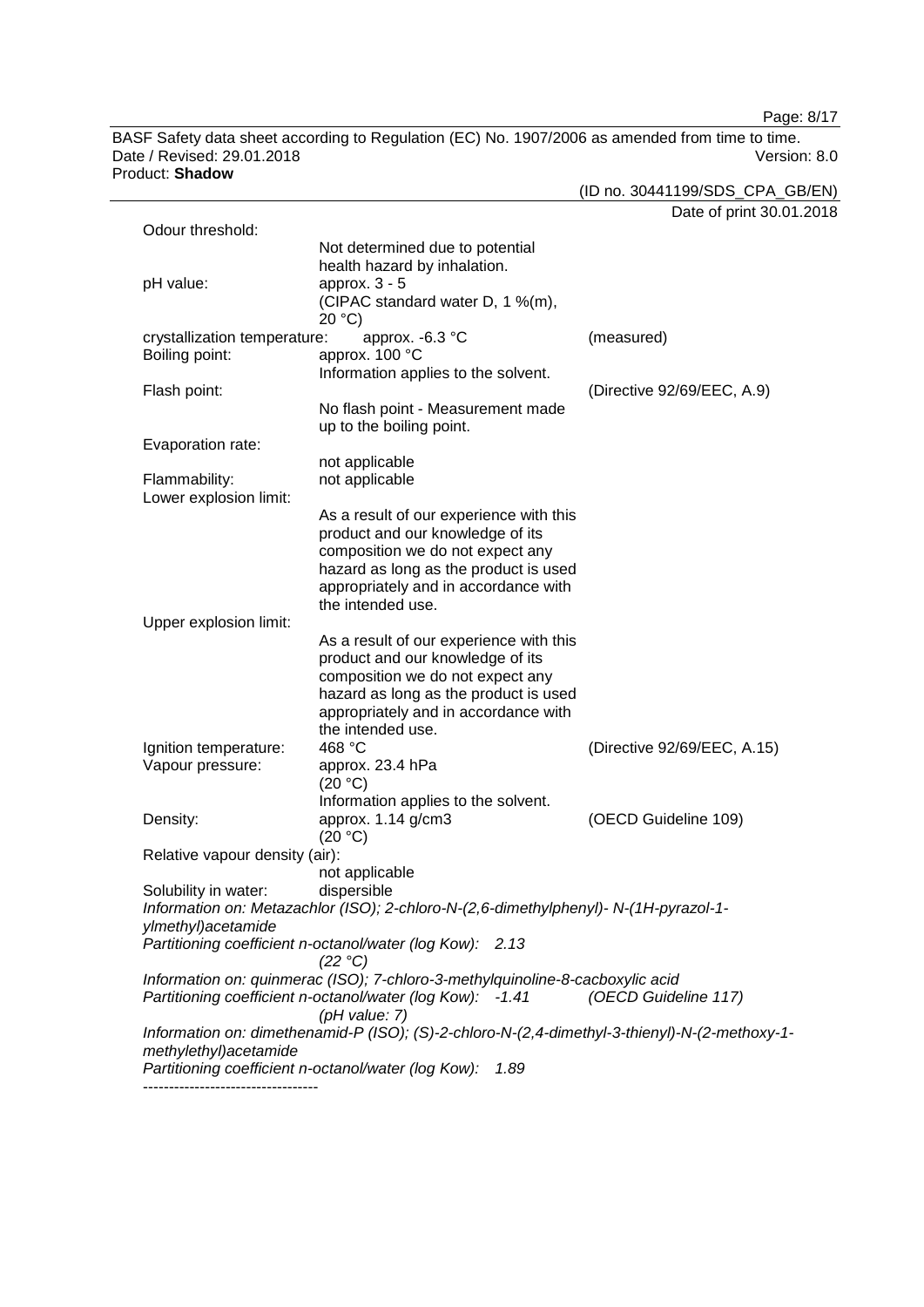Odour threshold:
Not determined due to potential health hazard by inhalation.

| | | |
|---|---|---|
| pH value: | approx. 3 - 5 (CIPAC standard water D, 1 %(m), 20 °C) | |
| crystallization temperature: | approx. -6.3 °C | (measured) |
| Boiling point: | approx. 100 °C Information applies to the solvent. | |
| Flash point: | No flash point - Measurement made up to the boiling point. | (Directive 92/69/EEC, A.9) |
| Evaporation rate: | not applicable | |
| Flammability: | not applicable | |
| Lower explosion limit: | As a result of our experience with this product and our knowledge of its composition we do not expect any hazard as long as the product is used appropriately and in accordance with the intended use. | |
| Upper explosion limit: | As a result of our experience with this product and our knowledge of its composition we do not expect any hazard as long as the product is used appropriately and in accordance with the intended use. | |
| Ignition temperature: | 468 °C | (Directive 92/69/EEC, A.15) |
| Vapour pressure: | approx. 23.4 hPa (20 °C) Information applies to the solvent. | |
| Density: | approx. 1.14 g/cm3 (20 °C) | (OECD Guideline 109) |
| Relative vapour density (air): | not applicable | |
| Solubility in water: | dispersible | |

*Information on: Metazachlor (ISO); 2-chloro-N-(2,6-dimethylphenyl)- N-(1H-pyrazol-1-ylmethyl)acetamide*
*Partitioning coefficient n-octanol/water (log Kow): 2.13*
*(22 °C)*

*Information on: quinmerac (ISO); 7-chloro-3-methylquinoline-8-cacboxylic acid*
*Partitioning coefficient n-octanol/water (log Kow): -1.41 (OECD Guideline 117)*
*(pH value: 7)*

*Information on: dimethenamid-P (ISO); (S)-2-chloro-N-(2,4-dimethyl-3-thienyl)-N-(2-methoxy-1-methylethyl)acetamide*
*Partitioning coefficient n-octanol/water (log Kow): 1.89*

----------------------------------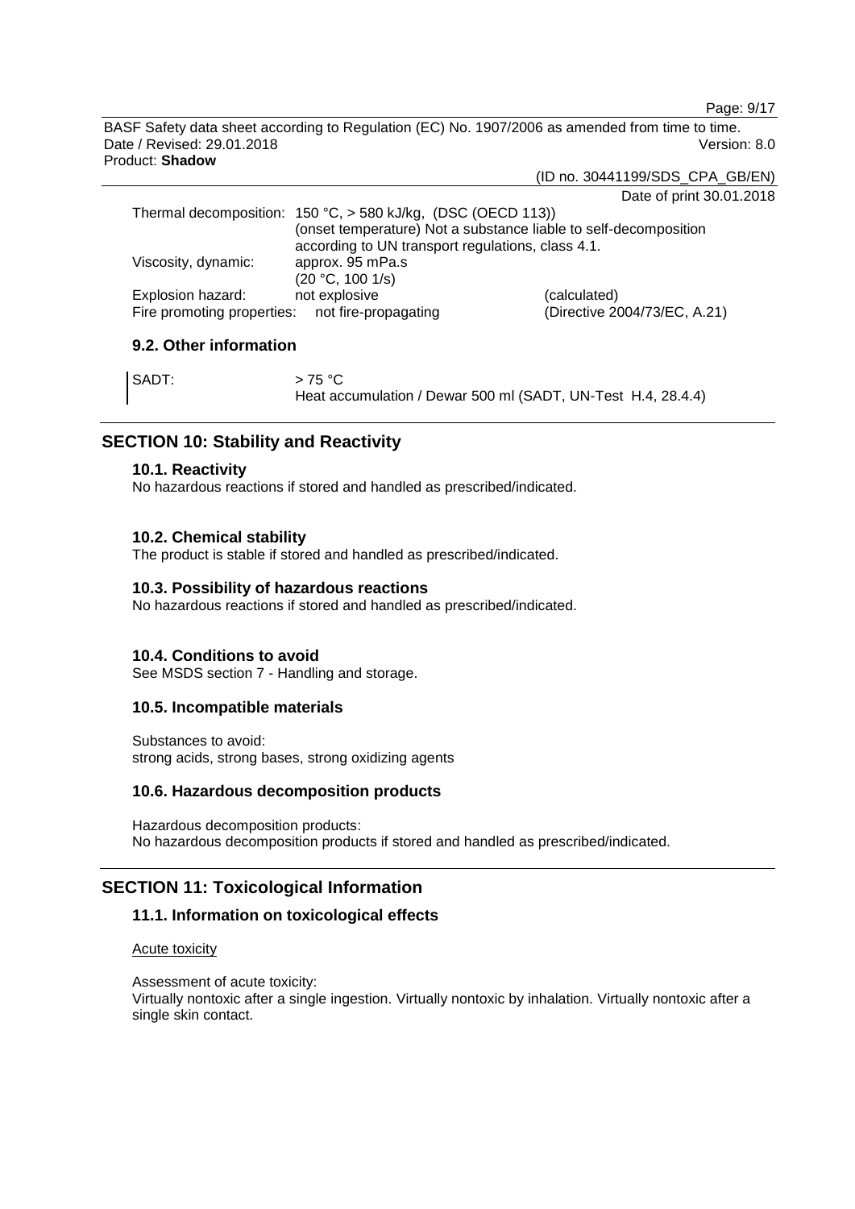Thermal decomposition: 150 °C, > 580 kJ/kg, (DSC (OECD 113))
(onset temperature) Not a substance liable to self-decomposition according to UN transport regulations, class 4.1.

Viscosity, dynamic: approx. 95 mPa.s
(20 °C, 100 1/s)

Explosion hazard: not explosive (calculated)

Fire promoting properties: not fire-propagating (Directive 2004/73/EC, A.21)

### 9.2. Other information

SADT: > 75 °C
Heat accumulation / Dewar 500 ml (SADT, UN-Test H.4, 28.4.4)

## SECTION 10: Stability and Reactivity

### 10.1. Reactivity

No hazardous reactions if stored and handled as prescribed/indicated.

### 10.2. Chemical stability

The product is stable if stored and handled as prescribed/indicated.

### 10.3. Possibility of hazardous reactions

No hazardous reactions if stored and handled as prescribed/indicated.

### 10.4. Conditions to avoid

See MSDS section 7 - Handling and storage.

### 10.5. Incompatible materials

Substances to avoid:
strong acids, strong bases, strong oxidizing agents

### 10.6. Hazardous decomposition products

Hazardous decomposition products:
No hazardous decomposition products if stored and handled as prescribed/indicated.

## SECTION 11: Toxicological Information

### 11.1. Information on toxicological effects

Acute toxicity

Assessment of acute toxicity:
Virtually nontoxic after a single ingestion. Virtually nontoxic by inhalation. Virtually nontoxic after a single skin contact.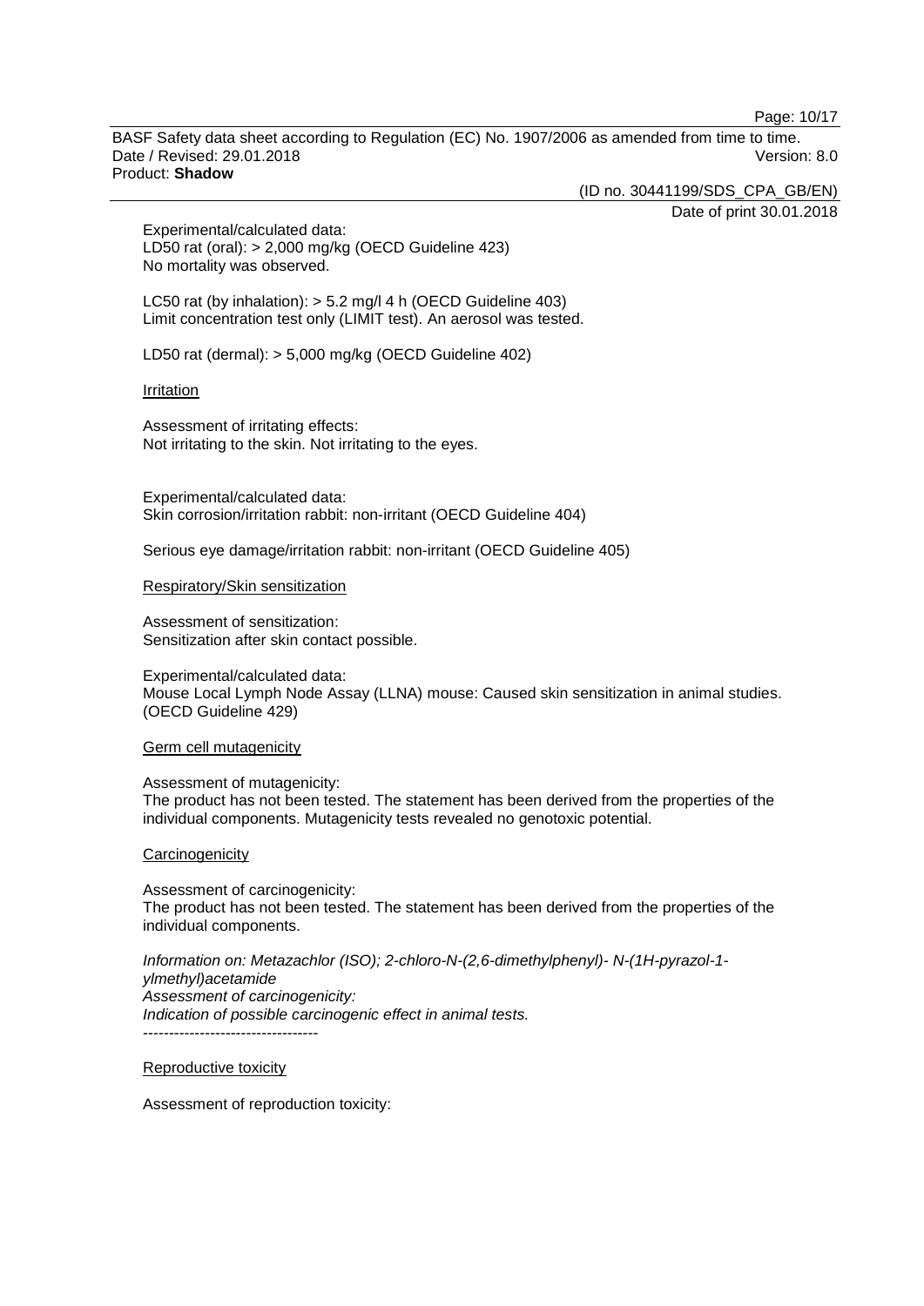Experimental/calculated data:
LD50 rat (oral): > 2,000 mg/kg (OECD Guideline 423)
No mortality was observed.

LC50 rat (by inhalation): > 5.2 mg/l 4 h (OECD Guideline 403)
Limit concentration test only (LIMIT test). An aerosol was tested.

LD50 rat (dermal): > 5,000 mg/kg (OECD Guideline 402)

<u>Irritation</u>

Assessment of irritating effects:
Not irritating to the skin. Not irritating to the eyes.

Experimental/calculated data:
Skin corrosion/irritation rabbit: non-irritant (OECD Guideline 404)

Serious eye damage/irritation rabbit: non-irritant (OECD Guideline 405)

<u>Respiratory/Skin sensitization</u>

Assessment of sensitization:
Sensitization after skin contact possible.

Experimental/calculated data:
Mouse Local Lymph Node Assay (LLNA) mouse: Caused skin sensitization in animal studies. (OECD Guideline 429)

<u>Germ cell mutagenicity</u>

Assessment of mutagenicity:
The product has not been tested. The statement has been derived from the properties of the individual components. Mutagenicity tests revealed no genotoxic potential.

<u>Carcinogenicity</u>

Assessment of carcinogenicity:
The product has not been tested. The statement has been derived from the properties of the individual components.

*Information on: Metazachlor (ISO); 2-chloro-N-(2,6-dimethylphenyl)- N-(1H-pyrazol-1-ylmethyl)acetamide*
*Assessment of carcinogenicity:*
*Indication of possible carcinogenic effect in animal tests.*
----------------------------------

<u>Reproductive toxicity</u>

Assessment of reproduction toxicity: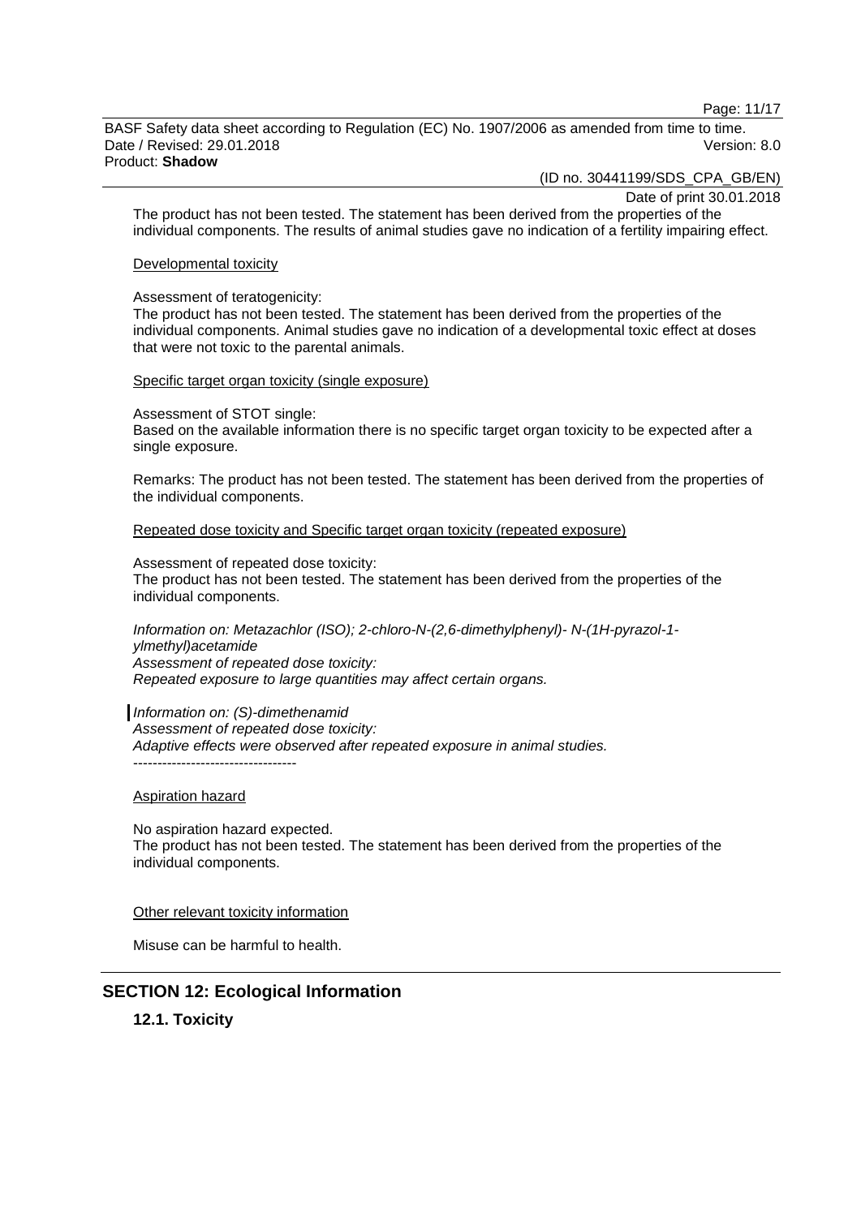The product has not been tested. The statement has been derived from the properties of the individual components. The results of animal studies gave no indication of a fertility impairing effect.

Developmental toxicity

Assessment of teratogenicity:
The product has not been tested. The statement has been derived from the properties of the individual components. Animal studies gave no indication of a developmental toxic effect at doses that were not toxic to the parental animals.

Specific target organ toxicity (single exposure)

Assessment of STOT single:
Based on the available information there is no specific target organ toxicity to be expected after a single exposure.

Remarks: The product has not been tested. The statement has been derived from the properties of the individual components.

Repeated dose toxicity and Specific target organ toxicity (repeated exposure)

Assessment of repeated dose toxicity:
The product has not been tested. The statement has been derived from the properties of the individual components.

*Information on: Metazachlor (ISO); 2-chloro-N-(2,6-dimethylphenyl)- N-(1H-pyrazol-1-ylmethyl)acetamide*
*Assessment of repeated dose toxicity:*
*Repeated exposure to large quantities may affect certain organs.*

*Information on: (S)-dimethenamid*
*Assessment of repeated dose toxicity:*
*Adaptive effects were observed after repeated exposure in animal studies.*
----------------------------------

Aspiration hazard

No aspiration hazard expected.
The product has not been tested. The statement has been derived from the properties of the individual components.

Other relevant toxicity information

Misuse can be harmful to health.

## SECTION 12: Ecological Information

### 12.1. Toxicity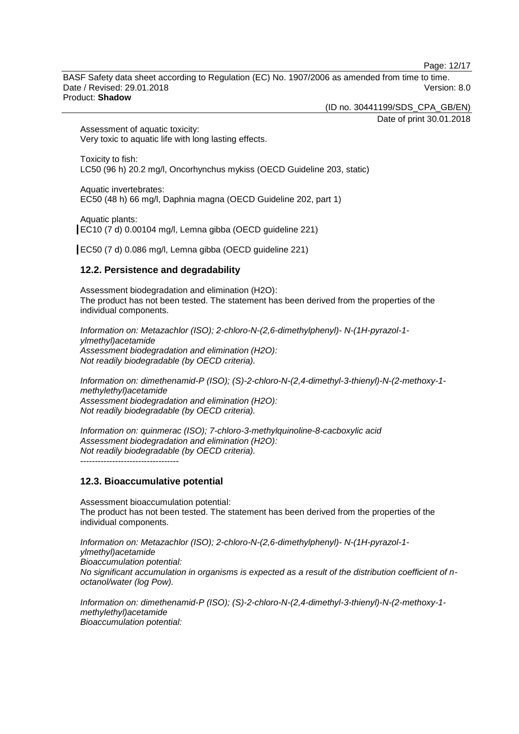Assessment of aquatic toxicity:
Very toxic to aquatic life with long lasting effects.

Toxicity to fish:
LC50 (96 h) 20.2 mg/l, Oncorhynchus mykiss (OECD Guideline 203, static)

Aquatic invertebrates:
EC50 (48 h) 66 mg/l, Daphnia magna (OECD Guideline 202, part 1)

Aquatic plants:
EC10 (7 d) 0.00104 mg/l, Lemna gibba (OECD guideline 221)

EC50 (7 d) 0.086 mg/l, Lemna gibba (OECD guideline 221)

## 12.2. Persistence and degradability

Assessment biodegradation and elimination ($H_2O$):
The product has not been tested. The statement has been derived from the properties of the individual components.

*Information on: Metazachlor (ISO); 2-chloro-N-(2,6-dimethylphenyl)- N-(1H-pyrazol-1-ylmethyl)acetamide*
*Assessment biodegradation and elimination ($H_2O$):*
*Not readily biodegradable (by OECD criteria).*

*Information on: dimethenamid-P (ISO); (S)-2-chloro-N-(2,4-dimethyl-3-thienyl)-N-(2-methoxy-1-methylethyl)acetamide*
*Assessment biodegradation and elimination ($H_2O$):*
*Not readily biodegradable (by OECD criteria).*

*Information on: quinmerac (ISO); 7-chloro-3-methylquinoline-8-cacboxylic acid*
*Assessment biodegradation and elimination ($H_2O$):*
*Not readily biodegradable (by OECD criteria).*
----------------------------------

## 12.3. Bioaccumulative potential

Assessment bioaccumulation potential:
The product has not been tested. The statement has been derived from the properties of the individual components.

*Information on: Metazachlor (ISO); 2-chloro-N-(2,6-dimethylphenyl)- N-(1H-pyrazol-1-ylmethyl)acetamide*
*Bioaccumulation potential:*
*No significant accumulation in organisms is expected as a result of the distribution coefficient of n-octanol/water (log Pow).*

*Information on: dimethenamid-P (ISO); (S)-2-chloro-N-(2,4-dimethyl-3-thienyl)-N-(2-methoxy-1-methylethyl)acetamide*
*Bioaccumulation potential:*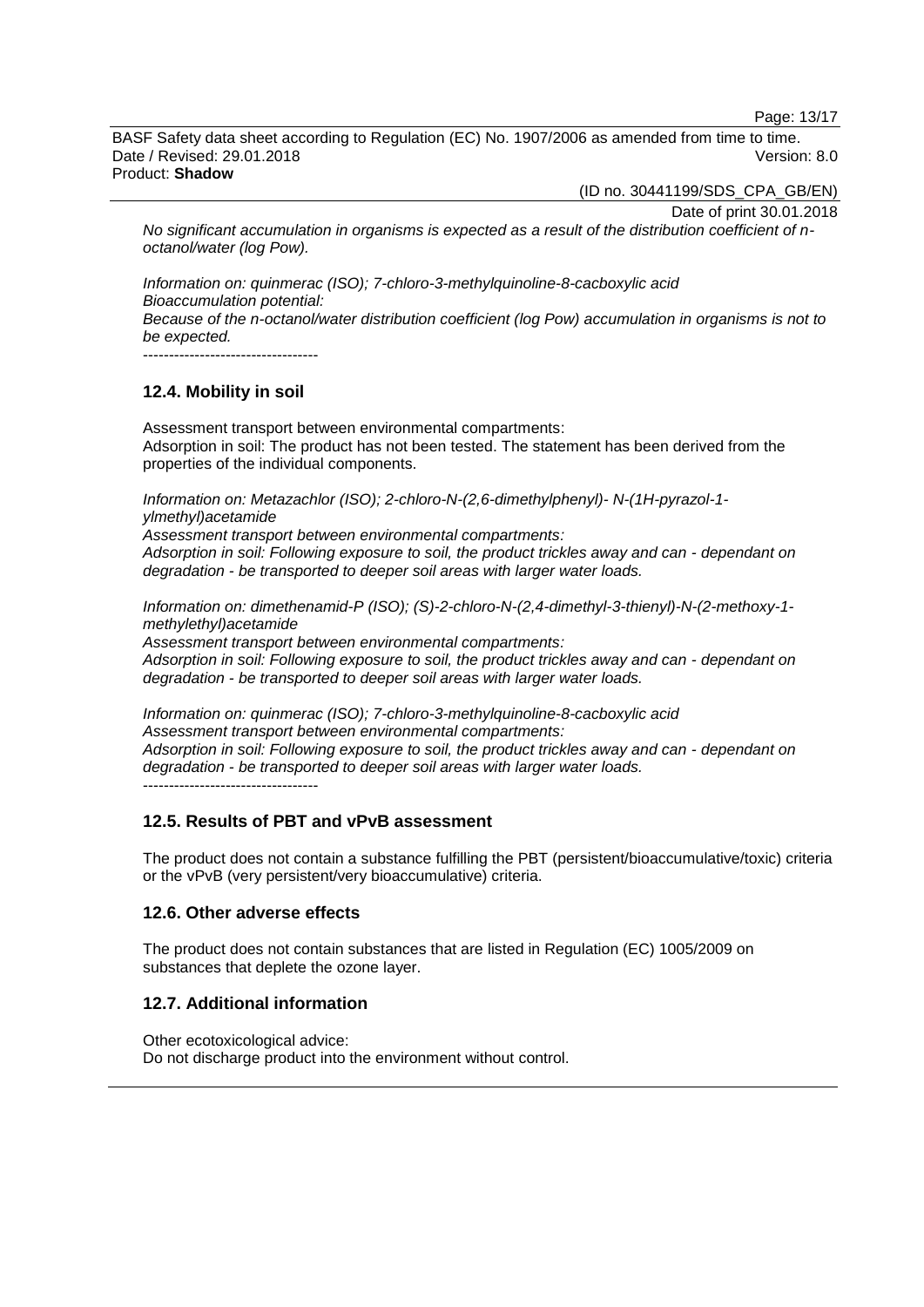*No significant accumulation in organisms is expected as a result of the distribution coefficient of n-octanol/water (log Pow).*

*Information on: quinmerac (ISO); 7-chloro-3-methylquinoline-8-cacboxylic acid*
*Bioaccumulation potential:*
*Because of the n-octanol/water distribution coefficient (log Pow) accumulation in organisms is not to be expected.*

----------------------------------

## 12.4. Mobility in soil

Assessment transport between environmental compartments:
Adsorption in soil: The product has not been tested. The statement has been derived from the properties of the individual components.

*Information on: Metazachlor (ISO); 2-chloro-N-(2,6-dimethylphenyl)- N-(1H-pyrazol-1-ylmethyl)acetamide*
*Assessment transport between environmental compartments:*
*Adsorption in soil: Following exposure to soil, the product trickles away and can - dependant on degradation - be transported to deeper soil areas with larger water loads.*

*Information on: dimethenamid-P (ISO); (S)-2-chloro-N-(2,4-dimethyl-3-thienyl)-N-(2-methoxy-1-methylethyl)acetamide*
*Assessment transport between environmental compartments:*
*Adsorption in soil: Following exposure to soil, the product trickles away and can - dependant on degradation - be transported to deeper soil areas with larger water loads.*

*Information on: quinmerac (ISO); 7-chloro-3-methylquinoline-8-cacboxylic acid*
*Assessment transport between environmental compartments:*
*Adsorption in soil: Following exposure to soil, the product trickles away and can - dependant on degradation - be transported to deeper soil areas with larger water loads.*

----------------------------------

## 12.5. Results of PBT and vPvB assessment

The product does not contain a substance fulfilling the PBT (persistent/bioaccumulative/toxic) criteria or the vPvB (very persistent/very bioaccumulative) criteria.

## 12.6. Other adverse effects

The product does not contain substances that are listed in Regulation (EC) 1005/2009 on substances that deplete the ozone layer.

## 12.7. Additional information

Other ecotoxicological advice:
Do not discharge product into the environment without control.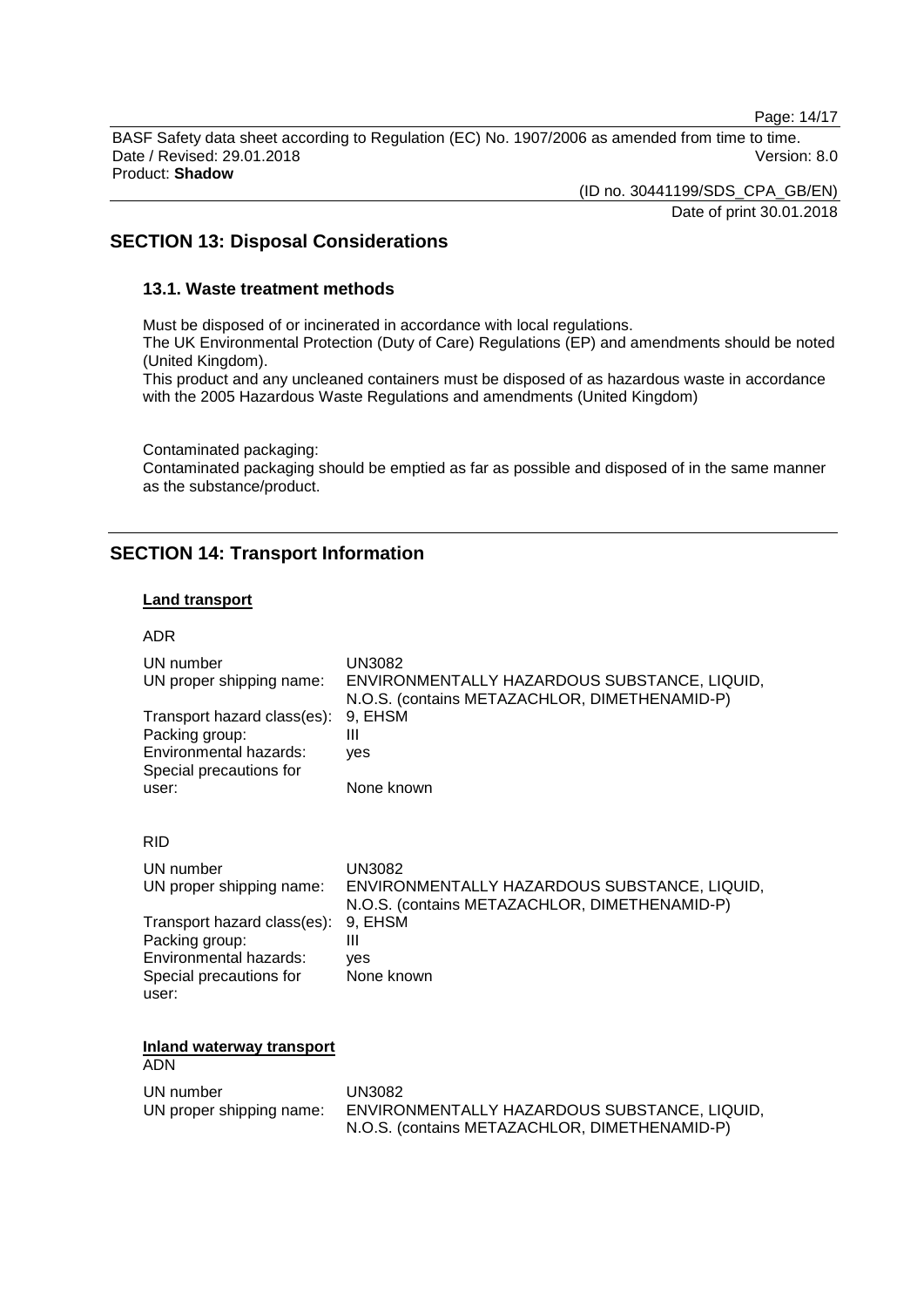## SECTION 13: Disposal Considerations

### 13.1. Waste treatment methods

Must be disposed of or incinerated in accordance with local regulations.
The UK Environmental Protection (Duty of Care) Regulations (EP) and amendments should be noted (United Kingdom).
This product and any uncleaned containers must be disposed of as hazardous waste in accordance with the 2005 Hazardous Waste Regulations and amendments (United Kingdom)

Contaminated packaging:
Contaminated packaging should be emptied as far as possible and disposed of in the same manner as the substance/product.

## SECTION 14: Transport Information

**Land transport**

ADR

| | |
|---|---|
| UN number | UN3082 |
| UN proper shipping name: | ENVIRONMENTALLY HAZARDOUS SUBSTANCE, LIQUID, N.O.S. (contains METAZACHLOR, DIMETHENAMID-P) |
| Transport hazard class(es): | 9, EHSM |
| Packing group: | III |
| Environmental hazards: | yes |
| Special precautions for user: | None known |

RID

| | |
|---|---|
| UN number | UN3082 |
| UN proper shipping name: | ENVIRONMENTALLY HAZARDOUS SUBSTANCE, LIQUID, N.O.S. (contains METAZACHLOR, DIMETHENAMID-P) |
| Transport hazard class(es): | 9, EHSM |
| Packing group: | III |
| Environmental hazards: | yes |
| Special precautions for user: | None known |

**Inland waterway transport**

ADN

| | |
|---|---|
| UN number | UN3082 |
| UN proper shipping name: | ENVIRONMENTALLY HAZARDOUS SUBSTANCE, LIQUID, N.O.S. (contains METAZACHLOR, DIMETHENAMID-P) |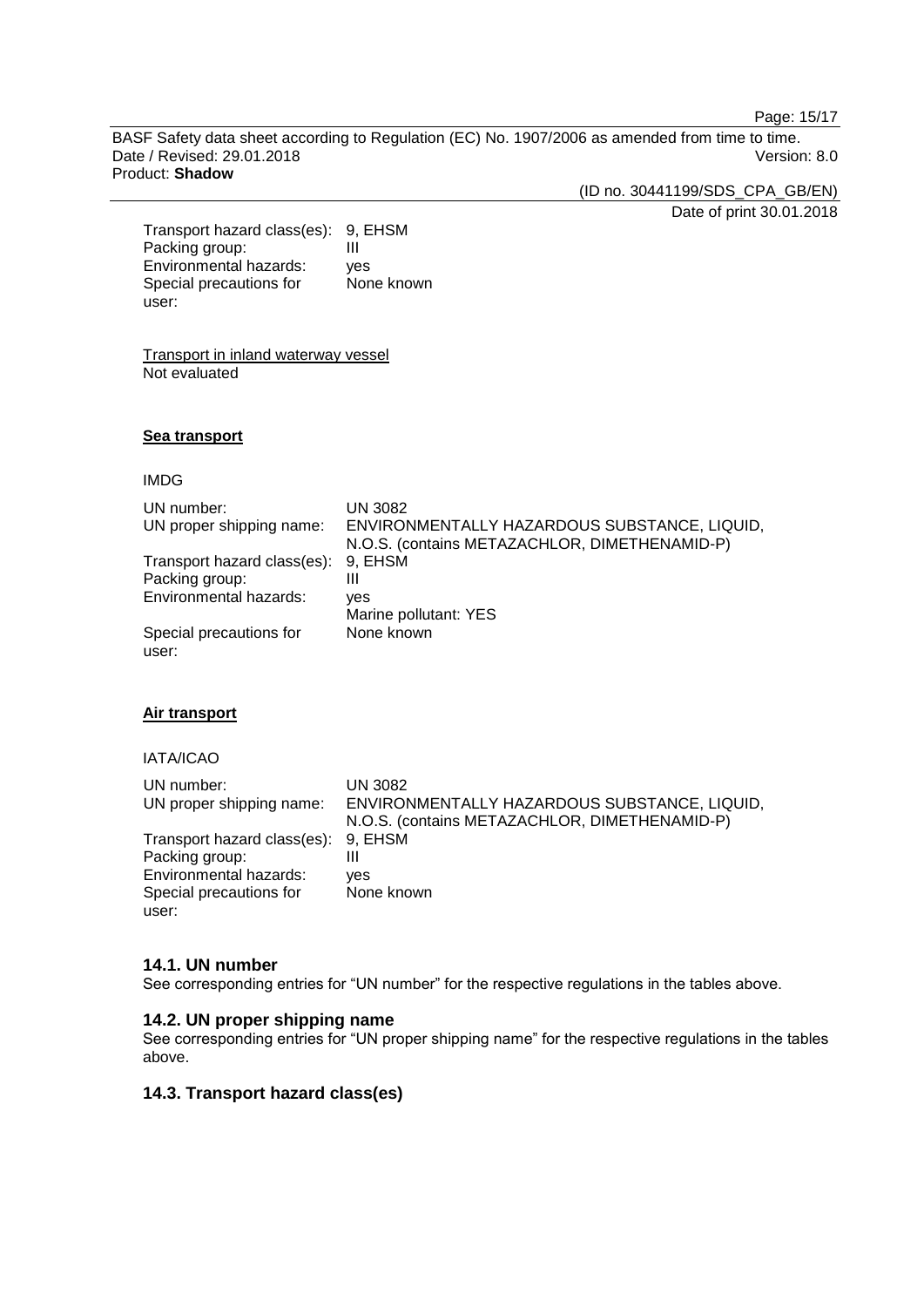| | |
|---|---|
| Transport hazard class(es): | 9, EHSM |
| Packing group: | III |
| Environmental hazards: | yes |
| Special precautions for user: | None known |

Transport in inland waterway vessel
Not evaluated

**Sea transport**

IMDG

| | |
|---|---|
| UN number: | UN 3082 |
| UN proper shipping name: | ENVIRONMENTALLY HAZARDOUS SUBSTANCE, LIQUID, N.O.S. (contains METAZACHLOR, DIMETHENAMID-P) |
| Transport hazard class(es): | 9, EHSM |
| Packing group: | III |
| Environmental hazards: | yes<br>Marine pollutant: YES |
| Special precautions for user: | None known |

**Air transport**

IATA/ICAO

| | |
|---|---|
| UN number: | UN 3082 |
| UN proper shipping name: | ENVIRONMENTALLY HAZARDOUS SUBSTANCE, LIQUID, N.O.S. (contains METAZACHLOR, DIMETHENAMID-P) |
| Transport hazard class(es): | 9, EHSM |
| Packing group: | III |
| Environmental hazards: | yes |
| Special precautions for user: | None known |

## 14.1. UN number

See corresponding entries for “UN number” for the respective regulations in the tables above.

## 14.2. UN proper shipping name

See corresponding entries for “UN proper shipping name” for the respective regulations in the tables above.

## 14.3. Transport hazard class(es)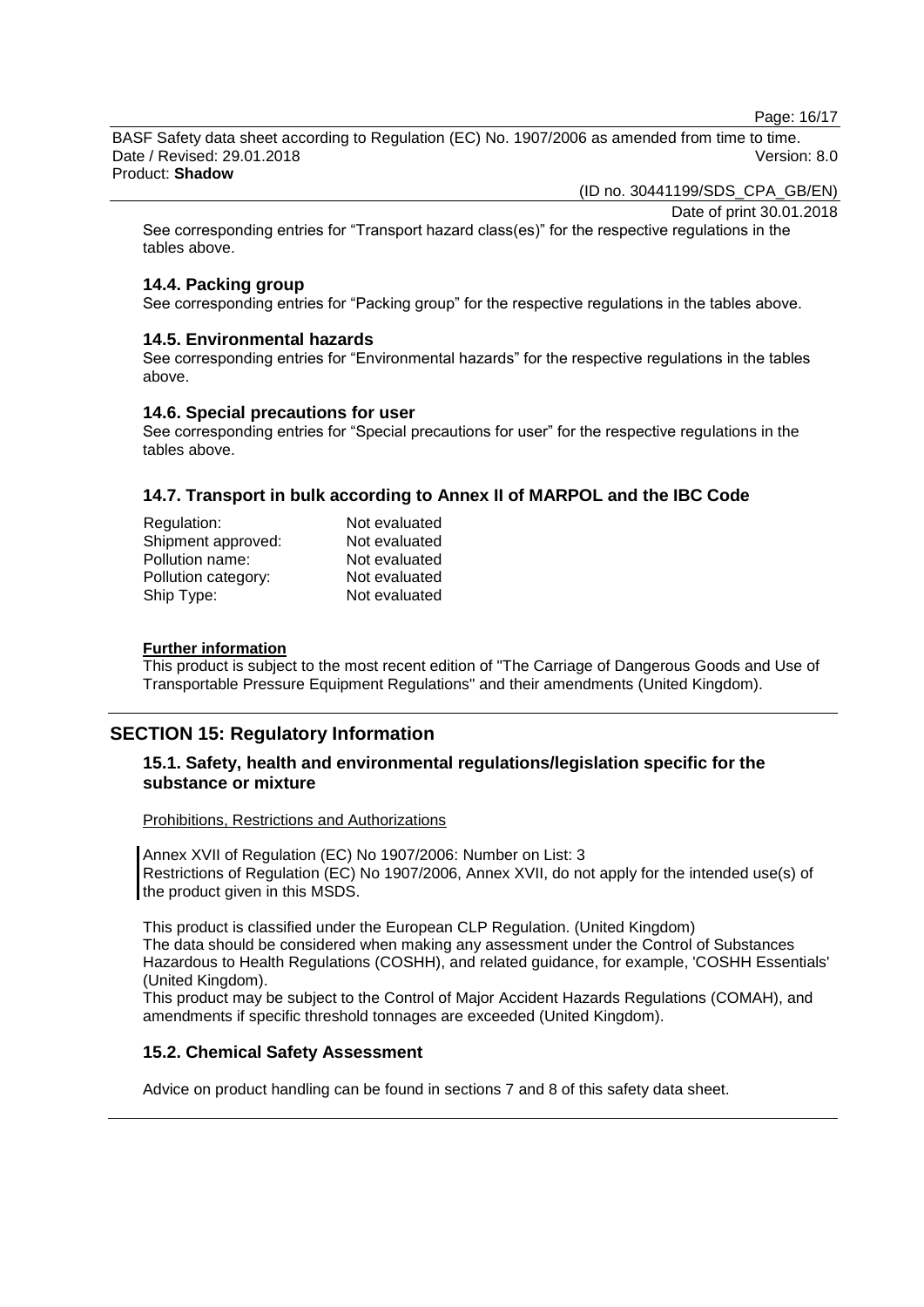See corresponding entries for “Transport hazard class(es)” for the respective regulations in the tables above.

### 14.4. Packing group

See corresponding entries for “Packing group” for the respective regulations in the tables above.

### 14.5. Environmental hazards

See corresponding entries for “Environmental hazards” for the respective regulations in the tables above.

### 14.6. Special precautions for user

See corresponding entries for “Special precautions for user” for the respective regulations in the tables above.

### 14.7. Transport in bulk according to Annex II of MARPOL and the IBC Code

| | |
|---|---|
| Regulation: | Not evaluated |
| Shipment approved: | Not evaluated |
| Pollution name: | Not evaluated |
| Pollution category: | Not evaluated |
| Ship Type: | Not evaluated |

**Further information**

This product is subject to the most recent edition of "The Carriage of Dangerous Goods and Use of Transportable Pressure Equipment Regulations" and their amendments (United Kingdom).

## SECTION 15: Regulatory Information

### 15.1. Safety, health and environmental regulations/legislation specific for the substance or mixture

Prohibitions, Restrictions and Authorizations

Annex XVII of Regulation (EC) No 1907/2006: Number on List: 3
Restrictions of Regulation (EC) No 1907/2006, Annex XVII, do not apply for the intended use(s) of the product given in this MSDS.

This product is classified under the European CLP Regulation. (United Kingdom)
The data should be considered when making any assessment under the Control of Substances Hazardous to Health Regulations (COSHH), and related guidance, for example, 'COSHH Essentials' (United Kingdom).
This product may be subject to the Control of Major Accident Hazards Regulations (COMAH), and amendments if specific threshold tonnages are exceeded (United Kingdom).

### 15.2. Chemical Safety Assessment

Advice on product handling can be found in sections 7 and 8 of this safety data sheet.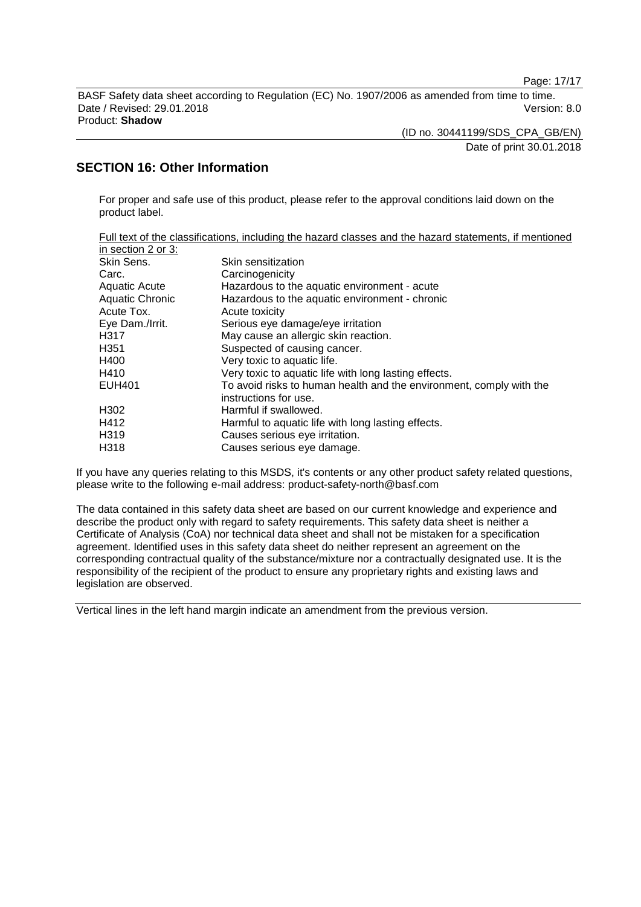## SECTION 16: Other Information

For proper and safe use of this product, please refer to the approval conditions laid down on the product label.

Full text of the classifications, including the hazard classes and the hazard statements, if mentioned in section 2 or 3:

| | |
|---|---|
| Skin Sens. | Skin sensitization |
| Carc. | Carcinogenicity |
| Aquatic Acute | Hazardous to the aquatic environment - acute |
| Aquatic Chronic | Hazardous to the aquatic environment - chronic |
| Acute Tox. | Acute toxicity |
| Eye Dam./Irrit. | Serious eye damage/eye irritation |
| H317 | May cause an allergic skin reaction. |
| H351 | Suspected of causing cancer. |
| H400 | Very toxic to aquatic life. |
| H410 | Very toxic to aquatic life with long lasting effects. |
| EUH401 | To avoid risks to human health and the environment, comply with the instructions for use. |
| H302 | Harmful if swallowed. |
| H412 | Harmful to aquatic life with long lasting effects. |
| H319 | Causes serious eye irritation. |
| H318 | Causes serious eye damage. |

If you have any queries relating to this MSDS, it's contents or any other product safety related questions, please write to the following e-mail address: product-safety-north@basf.com

The data contained in this safety data sheet are based on our current knowledge and experience and describe the product only with regard to safety requirements. This safety data sheet is neither a Certificate of Analysis (CoA) nor technical data sheet and shall not be mistaken for a specification agreement. Identified uses in this safety data sheet do neither represent an agreement on the corresponding contractual quality of the substance/mixture nor a contractually designated use. It is the responsibility of the recipient of the product to ensure any proprietary rights and existing laws and legislation are observed.

Vertical lines in the left hand margin indicate an amendment from the previous version.